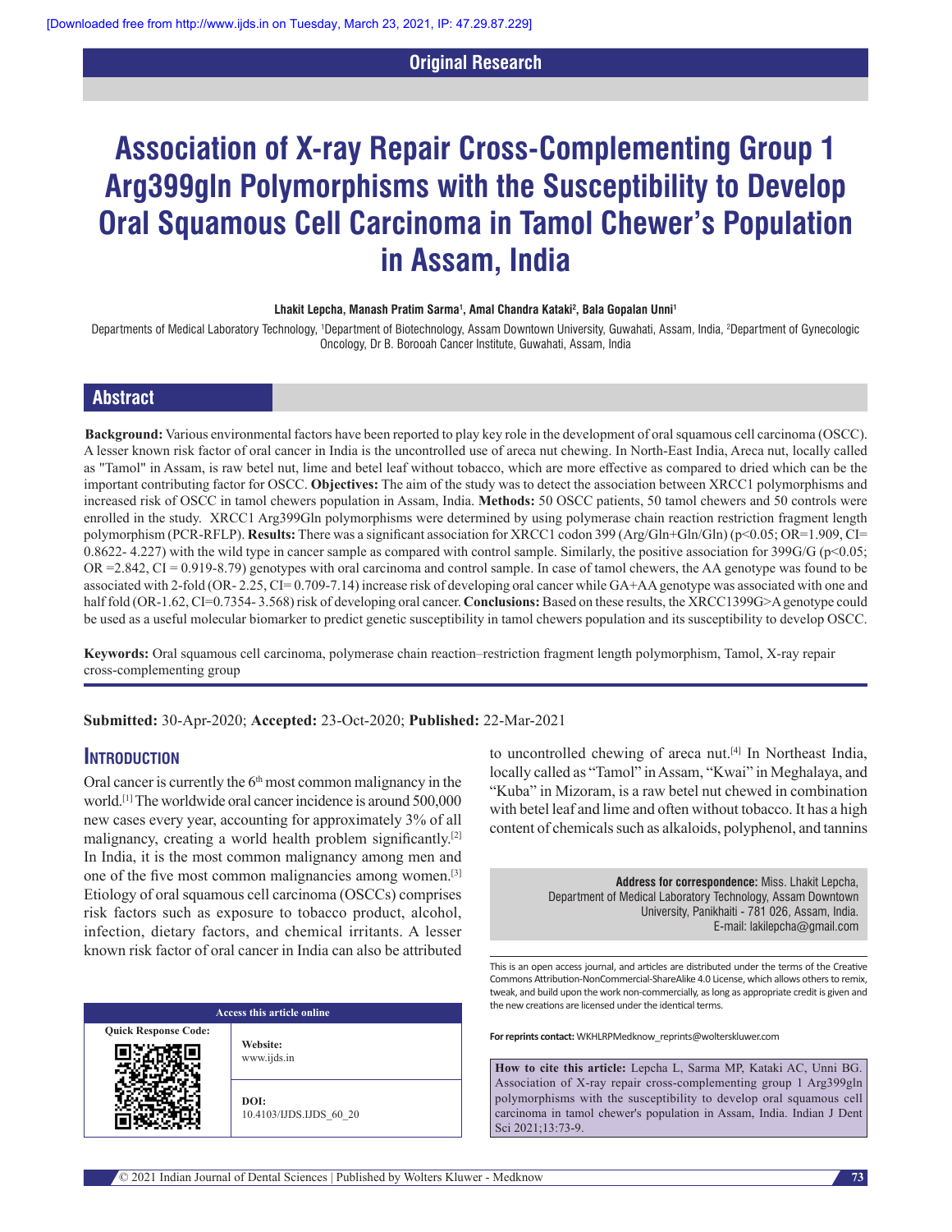Original Research

# Association of X-ray Repair Cross-Complementing Group 1 Arg399gln Polymorphisms with the Susceptibility to Develop Oral Squamous Cell Carcinoma in Tamol Chewer's Population in Assam, India

**Lhakit Lepcha, Manash Pratim Sarma[1], Amal Chandra Kataki[2], Bala Gopalan Unni[1]**

Departments of Medical Laboratory Technology, [1]Department of Biotechnology, Assam Downtown University, Guwahati, Assam, India, [2]Department of Gynecologic Oncology, Dr B. Borooah Cancer Institute, Guwahati, Assam, India

## Abstract

**Background:** Various environmental factors have been reported to play key role in the development of oral squamous cell carcinoma (OSCC). A lesser known risk factor of oral cancer in India is the uncontrolled use of areca nut chewing. In North-East India, Areca nut, locally called as "Tamol" in Assam, is raw betel nut, lime and betel leaf without tobacco, which are more effective as compared to dried which can be the important contributing factor for OSCC. **Objectives:** The aim of the study was to detect the association between XRCC1 polymorphisms and increased risk of OSCC in tamol chewers population in Assam, India. **Methods:** 50 OSCC patients, 50 tamol chewers and 50 controls were enrolled in the study. XRCC1 Arg399Gln polymorphisms were determined by using polymerase chain reaction restriction fragment length polymorphism (PCR-RFLP). **Results:** There was a significant association for XRCC1 codon 399 (Arg/Gln+Gln/Gln) ($p<0.05$; OR=1.909, CI= 0.8622- 4.227) with the wild type in cancer sample as compared with control sample. Similarly, the positive association for 399G/G ($p<0.05$; OR =2.842, CI = 0.919-8.79) genotypes with oral carcinoma and control sample. In case of tamol chewers, the AA genotype was found to be associated with 2-fold (OR- 2.25, CI= 0.709-7.14) increase risk of developing oral cancer while GA+AA genotype was associated with one and half fold (OR-1.62, CI=0.7354- 3.568) risk of developing oral cancer. **Conclusions:** Based on these results, the XRCC1399G>A genotype could be used as a useful molecular biomarker to predict genetic susceptibility in tamol chewers population and its susceptibility to develop OSCC.

**Keywords:** Oral squamous cell carcinoma, polymerase chain reaction–restriction fragment length polymorphism, Tamol, X-ray repair cross-complementing group

**Submitted:** 30-Apr-2020; **Accepted:** 23-Oct-2020; **Published:** 22-Mar-2021

## Introduction

Oral cancer is currently the 6th most common malignancy in the world.[1] The worldwide oral cancer incidence is around 500,000 new cases every year, accounting for approximately 3% of all malignancy, creating a world health problem significantly.[2] In India, it is the most common malignancy among men and one of the five most common malignancies among women.[3] Etiology of oral squamous cell carcinoma (OSCCs) comprises risk factors such as exposure to tobacco product, alcohol, infection, dietary factors, and chemical irritants. A lesser known risk factor of oral cancer in India can also be attributed to uncontrolled chewing of areca nut.[4] In Northeast India, locally called as "Tamol" in Assam, "Kwai" in Meghalaya, and "Kuba" in Mizoram, is a raw betel nut chewed in combination with betel leaf and lime and often without tobacco. It has a high content of chemicals such as alkaloids, polyphenol, and tannins

**Address for correspondence:** Miss. Lhakit Lepcha, Department of Medical Laboratory Technology, Assam Downtown University, Panikhaiti - 781 026, Assam, India. E-mail: lakilepcha@gmail.com

| Access this article online | |
|---|---|
| Quick Response Code: | Website: www.ijds.in |
| | DOI: 10.4103/IJDS.IJDS_60_20 |

This is an open access journal, and articles are distributed under the terms of the Creative Commons Attribution-NonCommercial-ShareAlike 4.0 License, which allows others to remix, tweak, and build upon the work non-commercially, as long as appropriate credit is given and the new creations are licensed under the identical terms.

**For reprints contact:** WKHLRPMedknow_reprints@wolterskluwer.com

**How to cite this article:** Lepcha L, Sarma MP, Kataki AC, Unni BG. Association of X-ray repair cross-complementing group 1 Arg399gln polymorphisms with the susceptibility to develop oral squamous cell carcinoma in tamol chewer's population in Assam, India. Indian J Dent Sci 2021;13:73-9.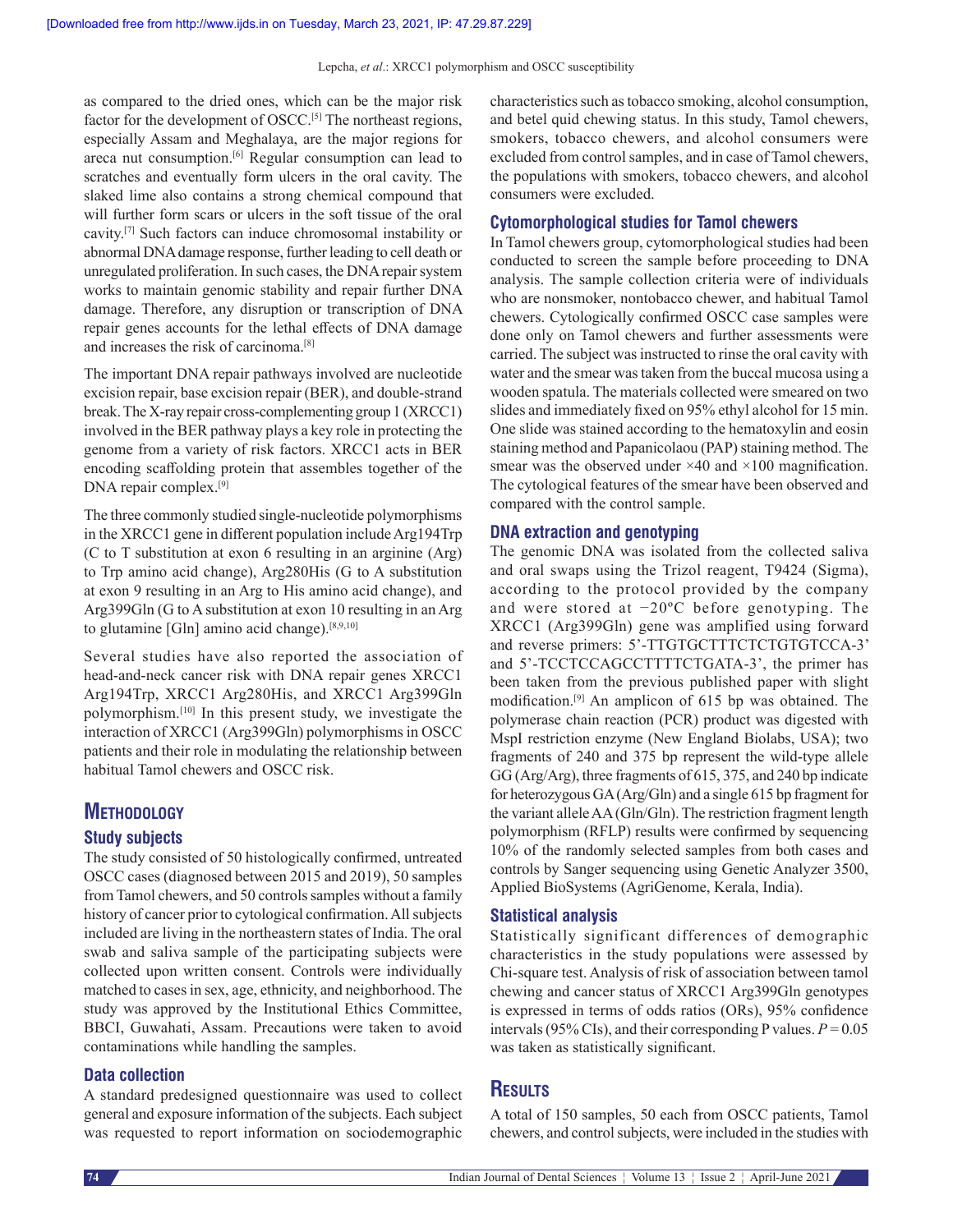as compared to the dried ones, which can be the major risk factor for the development of OSCC.[5] The northeast regions, especially Assam and Meghalaya, are the major regions for areca nut consumption.[6] Regular consumption can lead to scratches and eventually form ulcers in the oral cavity. The slaked lime also contains a strong chemical compound that will further form scars or ulcers in the soft tissue of the oral cavity.[7] Such factors can induce chromosomal instability or abnormal DNA damage response, further leading to cell death or unregulated proliferation. In such cases, the DNA repair system works to maintain genomic stability and repair further DNA damage. Therefore, any disruption or transcription of DNA repair genes accounts for the lethal effects of DNA damage and increases the risk of carcinoma.[8]

The important DNA repair pathways involved are nucleotide excision repair, base excision repair (BER), and double-strand break. The X-ray repair cross-complementing group 1 (XRCC1) involved in the BER pathway plays a key role in protecting the genome from a variety of risk factors. XRCC1 acts in BER encoding scaffolding protein that assembles together of the DNA repair complex.[9]

The three commonly studied single-nucleotide polymorphisms in the XRCC1 gene in different population include Arg194Trp (C to T substitution at exon 6 resulting in an arginine (Arg) to Trp amino acid change), Arg280His (G to A substitution at exon 9 resulting in an Arg to His amino acid change), and Arg399Gln (G to A substitution at exon 10 resulting in an Arg to glutamine [Gln] amino acid change).[8,9,10]

Several studies have also reported the association of head-and-neck cancer risk with DNA repair genes XRCC1 Arg194Trp, XRCC1 Arg280His, and XRCC1 Arg399Gln polymorphism.[10] In this present study, we investigate the interaction of XRCC1 (Arg399Gln) polymorphisms in OSCC patients and their role in modulating the relationship between habitual Tamol chewers and OSCC risk.

## Methodology

### Study subjects

The study consisted of 50 histologically confirmed, untreated OSCC cases (diagnosed between 2015 and 2019), 50 samples from Tamol chewers, and 50 controls samples without a family history of cancer prior to cytological confirmation. All subjects included are living in the northeastern states of India. The oral swab and saliva sample of the participating subjects were collected upon written consent. Controls were individually matched to cases in sex, age, ethnicity, and neighborhood. The study was approved by the Institutional Ethics Committee, BBCI, Guwahati, Assam. Precautions were taken to avoid contaminations while handling the samples.

### Data collection

A standard predesigned questionnaire was used to collect general and exposure information of the subjects. Each subject was requested to report information on sociodemographic characteristics such as tobacco smoking, alcohol consumption, and betel quid chewing status. In this study, Tamol chewers, smokers, tobacco chewers, and alcohol consumers were excluded from control samples, and in case of Tamol chewers, the populations with smokers, tobacco chewers, and alcohol consumers were excluded.

### Cytomorphological studies for Tamol chewers

In Tamol chewers group, cytomorphological studies had been conducted to screen the sample before proceeding to DNA analysis. The sample collection criteria were of individuals who are nonsmoker, nontobacco chewer, and habitual Tamol chewers. Cytologically confirmed OSCC case samples were done only on Tamol chewers and further assessments were carried. The subject was instructed to rinse the oral cavity with water and the smear was taken from the buccal mucosa using a wooden spatula. The materials collected were smeared on two slides and immediately fixed on 95% ethyl alcohol for 15 min. One slide was stained according to the hematoxylin and eosin staining method and Papanicolaou (PAP) staining method. The smear was the observed under ×40 and ×100 magnification. The cytological features of the smear have been observed and compared with the control sample.

### DNA extraction and genotyping

The genomic DNA was isolated from the collected saliva and oral swaps using the Trizol reagent, T9424 (Sigma), according to the protocol provided by the company and were stored at −20ºC before genotyping. The XRCC1 (Arg399Gln) gene was amplified using forward and reverse primers: 5'-TTGTGCTTTCTCTGTGTCCA-3' and 5'-TCCTCCAGCCTTTTCTGATA-3', the primer has been taken from the previous published paper with slight modification.[9] An amplicon of 615 bp was obtained. The polymerase chain reaction (PCR) product was digested with MspI restriction enzyme (New England Biolabs, USA); two fragments of 240 and 375 bp represent the wild-type allele GG (Arg/Arg), three fragments of 615, 375, and 240 bp indicate for heterozygous GA (Arg/Gln) and a single 615 bp fragment for the variant allele AA (Gln/Gln). The restriction fragment length polymorphism (RFLP) results were confirmed by sequencing 10% of the randomly selected samples from both cases and controls by Sanger sequencing using Genetic Analyzer 3500, Applied BioSystems (AgriGenome, Kerala, India).

### Statistical analysis

Statistically significant differences of demographic characteristics in the study populations were assessed by Chi-square test. Analysis of risk of association between tamol chewing and cancer status of XRCC1 Arg399Gln genotypes is expressed in terms of odds ratios (ORs), 95% confidence intervals (95% CIs), and their corresponding P values. $P = 0.05$ was taken as statistically significant.

## Results

A total of 150 samples, 50 each from OSCC patients, Tamol chewers, and control subjects, were included in the studies with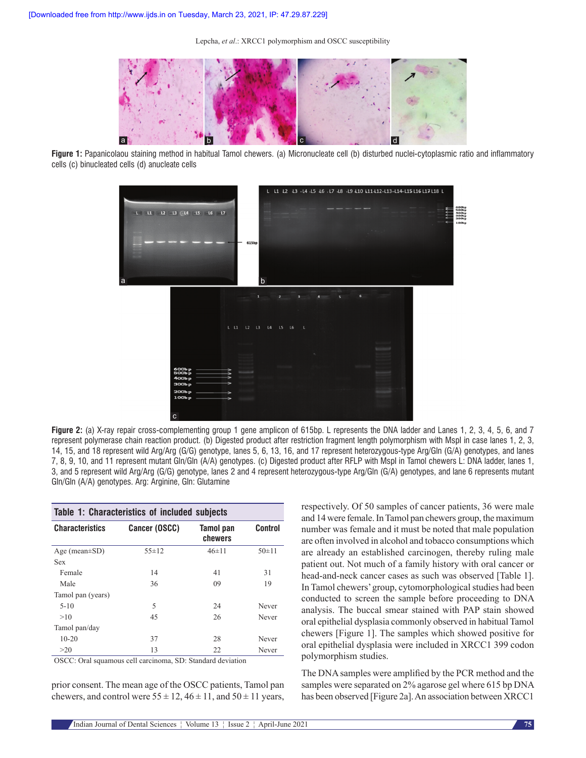Figure 1: Papanicolaou staining method in habitual Tamol chewers. (a) Micronucleate cell (b) disturbed nuclei-cytoplasmic ratio and inflammatory cells (c) binucleated cells (d) anucleate cells

Figure 2: (a) X-ray repair cross-complementing group 1 gene amplicon of 615bp. L represents the DNA ladder and Lanes 1, 2, 3, 4, 5, 6, and 7 represent polymerase chain reaction product. (b) Digested product after restriction fragment length polymorphism with MspI in case lanes 1, 2, 3, 14, 15, and 18 represent wild Arg/Arg (G/G) genotype, lanes 5, 6, 13, 16, and 17 represent heterozygous-type Arg/Gln (G/A) genotypes, and lanes 7, 8, 9, 10, and 11 represent mutant Gln/Gln (A/A) genotypes. (c) Digested product after RFLP with MspI in Tamol chewers L: DNA ladder, lanes 1, 3, and 5 represent wild Arg/Arg (G/G) genotype, lanes 2 and 4 represent heterozygous-type Arg/Gln (G/A) genotypes, and lane 6 represents mutant Gln/Gln (A/A) genotypes. Arg: Arginine, Gln: Glutamine

**Table 1: Characteristics of included subjects**

| Characteristics | Cancer (OSCC) | Tamol pan chewers | Control |
|---|---|---|---|
| Age (mean±SD) | 55±12 | 46±11 | 50±11 |
| Sex | | | |
| Female | 14 | 41 | 31 |
| Male | 36 | 09 | 19 |
| Tamol pan (years) | | | |
| 5-10 | 5 | 24 | Never |
| >10 | 45 | 26 | Never |
| Tamol pan/day | | | |
| 10-20 | 37 | 28 | Never |
| >20 | 13 | 22 | Never |

OSCC: Oral squamous cell carcinoma, SD: Standard deviation

prior consent. The mean age of the OSCC patients, Tamol pan chewers, and control were 55 ± 12, 46 ± 11, and 50 ± 11 years, respectively. Of 50 samples of cancer patients, 36 were male and 14 were female. In Tamol pan chewers group, the maximum number was female and it must be noted that male population are often involved in alcohol and tobacco consumptions which are already an established carcinogen, thereby ruling male patient out. Not much of a family history with oral cancer or head-and-neck cancer cases as such was observed [Table 1]. In Tamol chewers' group, cytomorphological studies had been conducted to screen the sample before proceeding to DNA analysis. The buccal smear stained with PAP stain showed oral epithelial dysplasia commonly observed in habitual Tamol chewers [Figure 1]. The samples which showed positive for oral epithelial dysplasia were included in XRCC1 399 codon polymorphism studies.

The DNA samples were amplified by the PCR method and the samples were separated on 2% agarose gel where 615 bp DNA has been observed [Figure 2a]. An association between XRCC1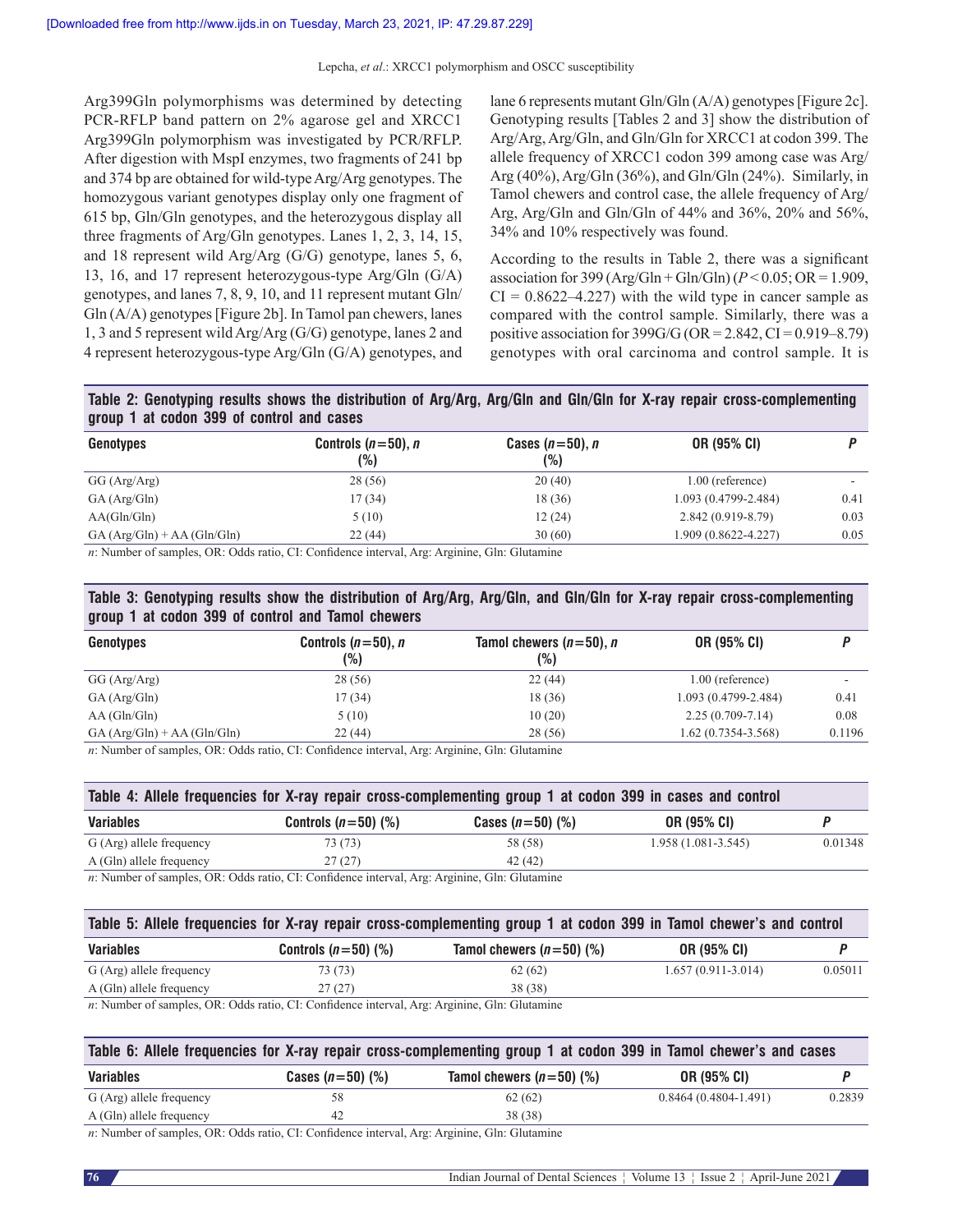Arg399Gln polymorphisms was determined by detecting PCR-RFLP band pattern on 2% agarose gel and XRCC1 Arg399Gln polymorphism was investigated by PCR/RFLP. After digestion with MspI enzymes, two fragments of 241 bp and 374 bp are obtained for wild-type Arg/Arg genotypes. The homozygous variant genotypes display only one fragment of 615 bp, Gln/Gln genotypes, and the heterozygous display all three fragments of Arg/Gln genotypes. Lanes 1, 2, 3, 14, 15, and 18 represent wild Arg/Arg (G/G) genotype, lanes 5, 6, 13, 16, and 17 represent heterozygous-type Arg/Gln (G/A) genotypes, and lanes 7, 8, 9, 10, and 11 represent mutant Gln/Gln (A/A) genotypes [Figure 2b]. In Tamol pan chewers, lanes 1, 3 and 5 represent wild Arg/Arg (G/G) genotype, lanes 2 and 4 represent heterozygous-type Arg/Gln (G/A) genotypes, and lane 6 represents mutant Gln/Gln (A/A) genotypes [Figure 2c]. Genotyping results [Tables 2 and 3] show the distribution of Arg/Arg, Arg/Gln, and Gln/Gln for XRCC1 at codon 399. The allele frequency of XRCC1 codon 399 among case was Arg/Arg (40%), Arg/Gln (36%), and Gln/Gln (24%). Similarly, in Tamol chewers and control case, the allele frequency of Arg/Arg, Arg/Gln and Gln/Gln of 44% and 36%, 20% and 56%, 34% and 10% respectively was found.

According to the results in Table 2, there was a significant association for 399 (Arg/Gln + Gln/Gln) ($P < 0.05$; OR = 1.909, CI = 0.8622–4.227) with the wild type in cancer sample as compared with the control sample. Similarly, there was a positive association for 399G/G (OR = 2.842, CI = 0.919–8.79) genotypes with oral carcinoma and control sample. It is

**Table 2: Genotyping results shows the distribution of Arg/Arg, Arg/Gln and Gln/Gln for X-ray repair cross-complementing group 1 at codon 399 of control and cases**

| Genotypes | Controls (*n*=50), *n* (%) | Cases (*n*=50), *n* (%) | OR (95% CI) | *P* |
|---|---|---|---|---|
| GG (Arg/Arg) | 28 (56) | 20 (40) | 1.00 (reference) | - |
| GA (Arg/Gln) | 17 (34) | 18 (36) | 1.093 (0.4799-2.484) | 0.41 |
| AA(Gln/Gln) | 5 (10) | 12 (24) | 2.842 (0.919-8.79) | 0.03 |
| GA (Arg/Gln) + AA (Gln/Gln) | 22 (44) | 30 (60) | 1.909 (0.8622-4.227) | 0.05 |

*n*: Number of samples, OR: Odds ratio, CI: Confidence interval, Arg: Arginine, Gln: Glutamine

**Table 3: Genotyping results show the distribution of Arg/Arg, Arg/Gln, and Gln/Gln for X-ray repair cross-complementing group 1 at codon 399 of control and Tamol chewers**

| Genotypes | Controls (*n*=50), *n* (%) | Tamol chewers (*n*=50), *n* (%) | OR (95% CI) | *P* |
|---|---|---|---|---|
| GG (Arg/Arg) | 28 (56) | 22 (44) | 1.00 (reference) | - |
| GA (Arg/Gln) | 17 (34) | 18 (36) | 1.093 (0.4799-2.484) | 0.41 |
| AA (Gln/Gln) | 5 (10) | 10 (20) | 2.25 (0.709-7.14) | 0.08 |
| GA (Arg/Gln) + AA (Gln/Gln) | 22 (44) | 28 (56) | 1.62 (0.7354-3.568) | 0.1196 |

*n*: Number of samples, OR: Odds ratio, CI: Confidence interval, Arg: Arginine, Gln: Glutamine

**Table 4: Allele frequencies for X-ray repair cross-complementing group 1 at codon 399 in cases and control**

| Variables | Controls (*n*=50) (%) | Cases (*n*=50) (%) | OR (95% CI) | *P* |
|---|---|---|---|---|
| G (Arg) allele frequency | 73 (73) | 58 (58) | 1.958 (1.081-3.545) | 0.01348 |
| A (Gln) allele frequency | 27 (27) | 42 (42) | | |

*n*: Number of samples, OR: Odds ratio, CI: Confidence interval, Arg: Arginine, Gln: Glutamine

**Table 5: Allele frequencies for X-ray repair cross-complementing group 1 at codon 399 in Tamol chewer's and control**

| Variables | Controls (*n*=50) (%) | Tamol chewers (*n*=50) (%) | OR (95% CI) | *P* |
|---|---|---|---|---|
| G (Arg) allele frequency | 73 (73) | 62 (62) | 1.657 (0.911-3.014) | 0.05011 |
| A (Gln) allele frequency | 27 (27) | 38 (38) | | |

*n*: Number of samples, OR: Odds ratio, CI: Confidence interval, Arg: Arginine, Gln: Glutamine

**Table 6: Allele frequencies for X-ray repair cross-complementing group 1 at codon 399 in Tamol chewer's and cases**

| Variables | Cases (*n*=50) (%) | Tamol chewers (*n*=50) (%) | OR (95% CI) | *P* |
|---|---|---|---|---|
| G (Arg) allele frequency | 58 | 62 (62) | 0.8464 (0.4804-1.491) | 0.2839 |
| A (Gln) allele frequency | 42 | 38 (38) | | |

*n*: Number of samples, OR: Odds ratio, CI: Confidence interval, Arg: Arginine, Gln: Glutamine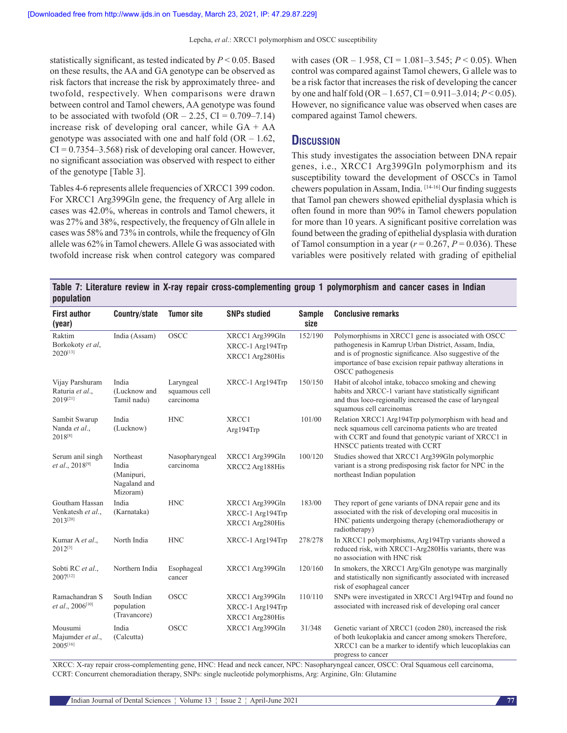statistically significant, as tested indicated by $P < 0.05$. Based on these results, the AA and GA genotype can be observed as risk factors that increase the risk by approximately three- and twofold, respectively. When comparisons were drawn between control and Tamol chewers, AA genotype was found to be associated with twofold (OR – 2.25, CI = 0.709–7.14) increase risk of developing oral cancer, while GA + AA genotype was associated with one and half fold (OR – 1.62, CI = 0.7354–3.568) risk of developing oral cancer. However, no significant association was observed with respect to either of the genotype [Table 3].

Tables 4-6 represents allele frequencies of XRCC1 399 codon. For XRCC1 Arg399Gln gene, the frequency of Arg allele in cases was 42.0%, whereas in controls and Tamol chewers, it was 27% and 38%, respectively, the frequency of Gln allele in cases was 58% and 73% in controls, while the frequency of Gln allele was 62% in Tamol chewers. Allele G was associated with twofold increase risk when control category was compared with cases (OR – 1.958, CI = 1.081–3.545; $P < 0.05$). When control was compared against Tamol chewers, G allele was to be a risk factor that increases the risk of developing the cancer by one and half fold (OR – 1.657, CI = 0.911–3.014; $P < 0.05$). However, no significance value was observed when cases are compared against Tamol chewers.

## Discussion

This study investigates the association between DNA repair genes, i.e., XRCC1 Arg399Gln polymorphism and its susceptibility toward the development of OSCCs in Tamol chewers population in Assam, India. [14-16] Our finding suggests that Tamol pan chewers showed epithelial dysplasia which is often found in more than 90% in Tamol chewers population for more than 10 years. A significant positive correlation was found between the grading of epithelial dysplasia with duration of Tamol consumption in a year ($r = 0.267$, $P = 0.036$). These variables were positively related with grading of epithelial

**Table 7: Literature review in X-ray repair cross-complementing group 1 polymorphism and cancer cases in Indian population**

| First author (year) | Country/state | Tumor site | SNPs studied | Sample size | Conclusive remarks |
|---|---|---|---|---|---|
| Raktim Borkokoty *et al*, 2020[13] | India (Assam) | OSCC | XRCC1 Arg399Gln XRCC-1 Arg194Trp XRCC1 Arg280His | 152/190 | Polymorphisms in XRCC1 gene is associated with OSCC pathogenesis in Kamrup Urban District, Assam, India, and is of prognostic significance. Also suggestive of the importance of base excision repair pathway alterations in OSCC pathogenesis |
| Vijay Parshuram Raturia *et al*., 2019[21] | India (Lucknow and Tamil nadu) | Laryngeal squamous cell carcinoma | XRCC-1 Arg194Trp | 150/150 | Habit of alcohol intake, tobacco smoking and chewing habits and XRCC-1 variant have statistically significant and thus loco-regionally increased the case of laryngeal squamous cell carcinomas |
| Sambit Swarup Nanda *et al*., 2018[8] | India (Lucknow) | HNC | XRCC1 Arg194Trp | 101/00 | Relation XRCC1 Arg194Trp polymorphism with head and neck squamous cell carcinoma patients who are treated with CCRT and found that genotypic variant of XRCC1 in HNSCC patients treated with CCRT |
| Serum anil singh *et al*., 2018[9] | Northeast India (Manipuri, Nagaland and Mizoram) | Nasopharyngeal carcinoma | XRCC1 Arg399Gln XRCC2 Arg188His | 100/120 | Studies showed that XRCC1 Arg399Gln polymorphic variant is a strong predisposing risk factor for NPC in the northeast Indian population |
| Goutham Hassan Venkatesh *et al*., 2013[20] | India (Karnataka) | HNC | XRCC1 Arg399Gln XRCC-1 Arg194Trp XRCC1 Arg280His | 183/00 | They report of gene variants of DNA repair gene and its associated with the risk of developing oral mucositis in HNC patients undergoing therapy (chemoradiotherapy or radiotherapy) |
| Kumar A *et al*., 2012[3] | North India | HNC | XRCC-1 Arg194Trp | 278/278 | In XRCC1 polymorphisms, Arg194Trp variants showed a reduced risk, with XRCC1-Arg280His variants, there was no association with HNC risk |
| Sobti RC *et al*., 2007[12] | Northern India | Esophageal cancer | XRCC1 Arg399Gln | 120/160 | In smokers, the XRCC1 Arg/Gln genotype was marginally and statistically non significantly associated with increased risk of esophageal cancer |
| Ramachandran S *et al*., 2006[10] | South Indian population (Travancore) | OSCC | XRCC1 Arg399Gln XRCC-1 Arg194Trp XRCC1 Arg280His | 110/110 | SNPs were investigated in XRCC1 Arg194Trp and found no associated with increased risk of developing oral cancer |
| Mousumi Majumder *et al*., 2005[16] | India (Calcutta) | OSCC | XRCC1 Arg399Gln | 31/348 | Genetic variant of XRCC1 (codon 280), increased the risk of both leukoplakia and cancer among smokers Therefore, XRCC1 can be a marker to identify which leucoplakias can progress to cancer |

XRCC: X-ray repair cross-complementing gene, HNC: Head and neck cancer, NPC: Nasopharyngeal cancer, OSCC: Oral Squamous cell carcinoma, CCRT: Concurrent chemoradiation therapy, SNPs: single nucleotide polymorphisms, Arg: Arginine, Gln: Glutamine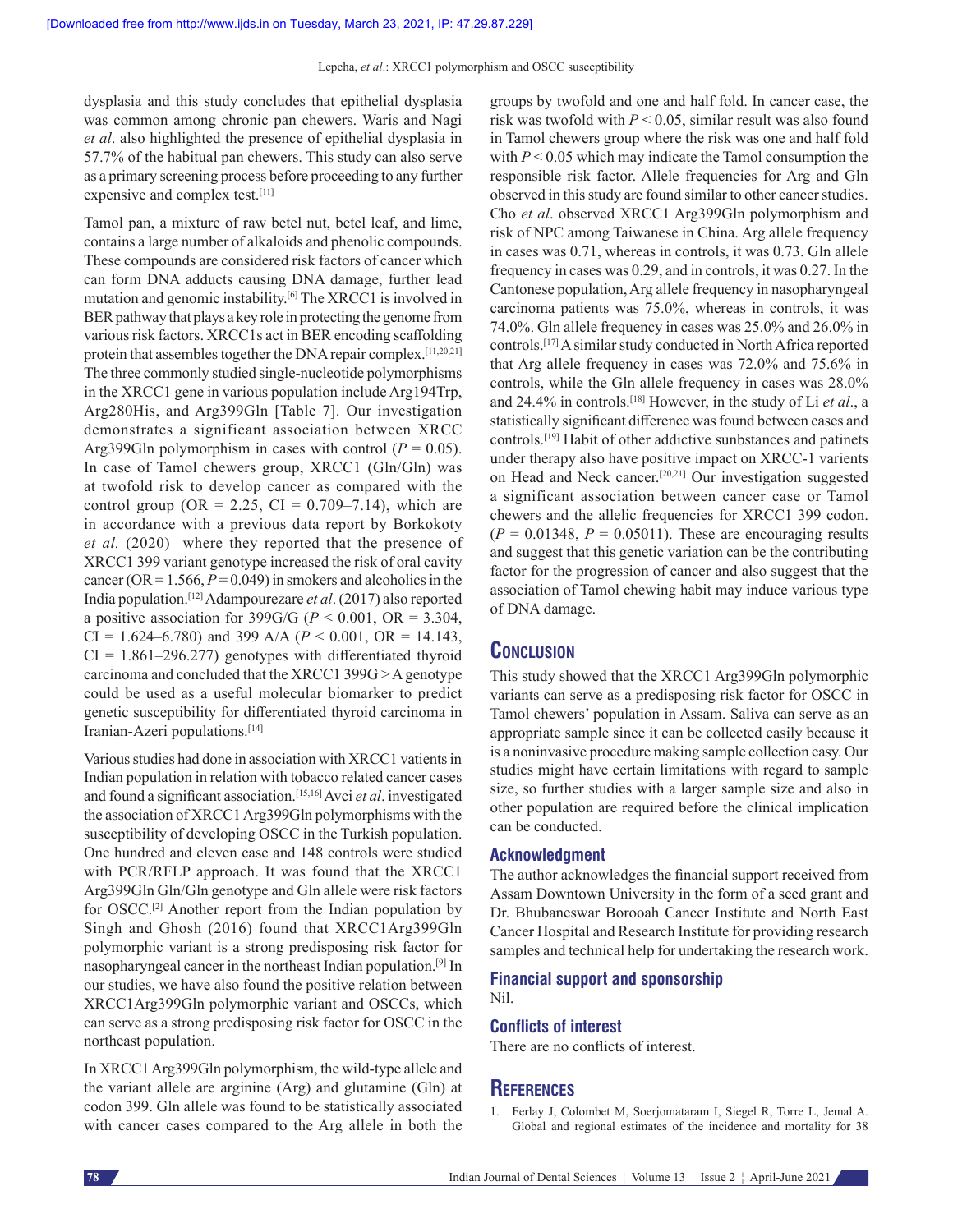dysplasia and this study concludes that epithelial dysplasia was common among chronic pan chewers. Waris and Nagi *et al*. also highlighted the presence of epithelial dysplasia in 57.7% of the habitual pan chewers. This study can also serve as a primary screening process before proceeding to any further expensive and complex test.[11]

Tamol pan, a mixture of raw betel nut, betel leaf, and lime, contains a large number of alkaloids and phenolic compounds. These compounds are considered risk factors of cancer which can form DNA adducts causing DNA damage, further lead mutation and genomic instability.[6] The XRCC1 is involved in BER pathway that plays a key role in protecting the genome from various risk factors. XRCC1s act in BER encoding scaffolding protein that assembles together the DNA repair complex.[11,20,21] The three commonly studied single-nucleotide polymorphisms in the XRCC1 gene in various population include Arg194Trp, Arg280His, and Arg399Gln [Table 7]. Our investigation demonstrates a significant association between XRCC Arg399Gln polymorphism in cases with control ($P = 0.05$). In case of Tamol chewers group, XRCC1 (Gln/Gln) was at twofold risk to develop cancer as compared with the control group (OR = 2.25, CI = 0.709–7.14), which are in accordance with a previous data report by Borkokoty *et al.* (2020) where they reported that the presence of XRCC1 399 variant genotype increased the risk of oral cavity cancer (OR = 1.566, $P = 0.049$) in smokers and alcoholics in the India population.[12] Adampourezare *et al*. (2017) also reported a positive association for 399G/G ($P < 0.001$, OR = 3.304, CI = 1.624–6.780) and 399 A/A ($P < 0.001$, OR = 14.143, CI = 1.861–296.277) genotypes with differentiated thyroid carcinoma and concluded that the XRCC1 399G > A genotype could be used as a useful molecular biomarker to predict genetic susceptibility for differentiated thyroid carcinoma in Iranian-Azeri populations.[14]

Various studies had done in association with XRCC1 vatients in Indian population in relation with tobacco related cancer cases and found a significant association.[15,16] Avci *et al*. investigated the association of XRCC1 Arg399Gln polymorphisms with the susceptibility of developing OSCC in the Turkish population. One hundred and eleven case and 148 controls were studied with PCR/RFLP approach. It was found that the XRCC1 Arg399Gln Gln/Gln genotype and Gln allele were risk factors for OSCC.[2] Another report from the Indian population by Singh and Ghosh (2016) found that XRCC1Arg399Gln polymorphic variant is a strong predisposing risk factor for nasopharyngeal cancer in the northeast Indian population.[9] In our studies, we have also found the positive relation between XRCC1Arg399Gln polymorphic variant and OSCCs, which can serve as a strong predisposing risk factor for OSCC in the northeast population.

In XRCC1 Arg399Gln polymorphism, the wild-type allele and the variant allele are arginine (Arg) and glutamine (Gln) at codon 399. Gln allele was found to be statistically associated with cancer cases compared to the Arg allele in both the groups by twofold and one and half fold. In cancer case, the risk was twofold with $P < 0.05$, similar result was also found in Tamol chewers group where the risk was one and half fold with $P < 0.05$ which may indicate the Tamol consumption the responsible risk factor. Allele frequencies for Arg and Gln observed in this study are found similar to other cancer studies. Cho *et al*. observed XRCC1 Arg399Gln polymorphism and risk of NPC among Taiwanese in China. Arg allele frequency in cases was 0.71, whereas in controls, it was 0.73. Gln allele frequency in cases was 0.29, and in controls, it was 0.27. In the Cantonese population, Arg allele frequency in nasopharyngeal carcinoma patients was 75.0%, whereas in controls, it was 74.0%. Gln allele frequency in cases was 25.0% and 26.0% in controls.[17] A similar study conducted in North Africa reported that Arg allele frequency in cases was 72.0% and 75.6% in controls, while the Gln allele frequency in cases was 28.0% and 24.4% in controls.[18] However, in the study of Li *et al*., a statistically significant difference was found between cases and controls.[19] Habit of other addictive sunbstances and patinets under therapy also have positive impact on XRCC-1 variants on Head and Neck cancer.[20,21] Our investigation suggested a significant association between cancer case or Tamol chewers and the allelic frequencies for XRCC1 399 codon. ($P = 0.01348$, $P = 0.05011$). These are encouraging results and suggest that this genetic variation can be the contributing factor for the progression of cancer and also suggest that the association of Tamol chewing habit may induce various type of DNA damage.

## Conclusion

This study showed that the XRCC1 Arg399Gln polymorphic variants can serve as a predisposing risk factor for OSCC in Tamol chewers' population in Assam. Saliva can serve as an appropriate sample since it can be collected easily because it is a noninvasive procedure making sample collection easy. Our studies might have certain limitations with regard to sample size, so further studies with a larger sample size and also in other population are required before the clinical implication can be conducted.

### Acknowledgment

The author acknowledges the financial support received from Assam Downtown University in the form of a seed grant and Dr. Bhubaneswar Borooah Cancer Institute and North East Cancer Hospital and Research Institute for providing research samples and technical help for undertaking the research work.

### Financial support and sponsorship

Nil.

### Conflicts of interest

There are no conflicts of interest.

## References

1. Ferlay J, Colombet M, Soerjomataram I, Siegel R, Torre L, Jemal A. Global and regional estimates of the incidence and mortality for 38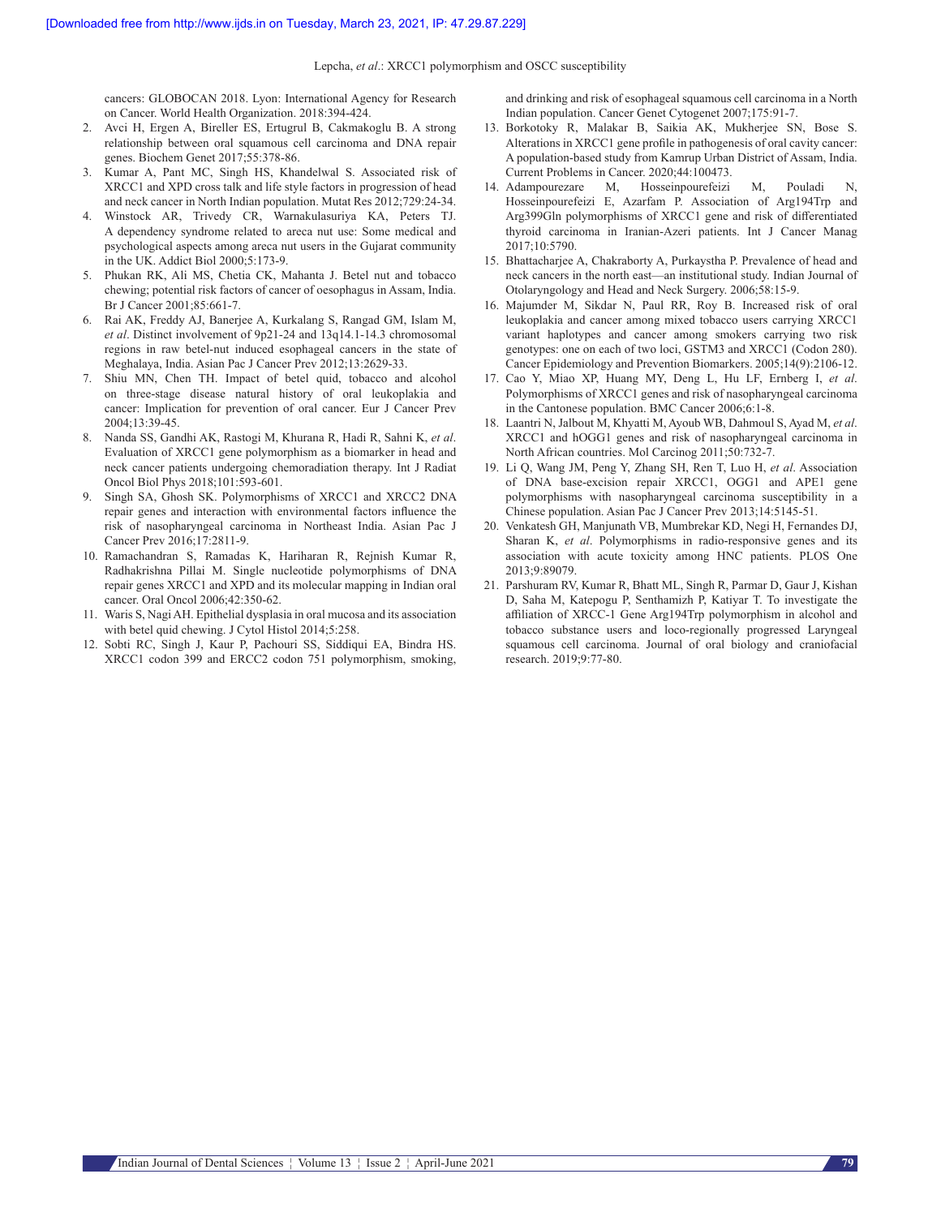cancers: GLOBOCAN 2018. Lyon: International Agency for Research on Cancer. World Health Organization. 2018:394-424.

2. Avci H, Ergen A, Bireller ES, Ertugrul B, Cakmakoglu B. A strong relationship between oral squamous cell carcinoma and DNA repair genes. Biochem Genet 2017;55:378-86.
3. Kumar A, Pant MC, Singh HS, Khandelwal S. Associated risk of XRCC1 and XPD cross talk and life style factors in progression of head and neck cancer in North Indian population. Mutat Res 2012;729:24-34.
4. Winstock AR, Trivedy CR, Warnakulasuriya KA, Peters TJ. A dependency syndrome related to areca nut use: Some medical and psychological aspects among areca nut users in the Gujarat community in the UK. Addict Biol 2000;5:173-9.
5. Phukan RK, Ali MS, Chetia CK, Mahanta J. Betel nut and tobacco chewing; potential risk factors of cancer of oesophagus in Assam, India. Br J Cancer 2001;85:661-7.
6. Rai AK, Freddy AJ, Banerjee A, Kurkalang S, Rangad GM, Islam M, *et al*. Distinct involvement of 9p21-24 and 13q14.1-14.3 chromosomal regions in raw betel-nut induced esophageal cancers in the state of Meghalaya, India. Asian Pac J Cancer Prev 2012;13:2629-33.
7. Shiu MN, Chen TH. Impact of betel quid, tobacco and alcohol on three-stage disease natural history of oral leukoplakia and cancer: Implication for prevention of oral cancer. Eur J Cancer Prev 2004;13:39-45.
8. Nanda SS, Gandhi AK, Rastogi M, Khurana R, Hadi R, Sahni K, *et al*. Evaluation of XRCC1 gene polymorphism as a biomarker in head and neck cancer patients undergoing chemoradiation therapy. Int J Radiat Oncol Biol Phys 2018;101:593-601.
9. Singh SA, Ghosh SK. Polymorphisms of XRCC1 and XRCC2 DNA repair genes and interaction with environmental factors influence the risk of nasopharyngeal carcinoma in Northeast India. Asian Pac J Cancer Prev 2016;17:2811-9.
10. Ramachandran S, Ramadas K, Hariharan R, Rejnish Kumar R, Radhakrishna Pillai M. Single nucleotide polymorphisms of DNA repair genes XRCC1 and XPD and its molecular mapping in Indian oral cancer. Oral Oncol 2006;42:350-62.
11. Waris S, Nagi AH. Epithelial dysplasia in oral mucosa and its association with betel quid chewing. J Cytol Histol 2014;5:258.
12. Sobti RC, Singh J, Kaur P, Pachouri SS, Siddiqui EA, Bindra HS. XRCC1 codon 399 and ERCC2 codon 751 polymorphism, smoking, and drinking and risk of esophageal squamous cell carcinoma in a North Indian population. Cancer Genet Cytogenet 2007;175:91-7.
13. Borkotoky R, Malakar B, Saikia AK, Mukherjee SN, Bose S. Alterations in XRCC1 gene profile in pathogenesis of oral cavity cancer: A population-based study from Kamrup Urban District of Assam, India. Current Problems in Cancer. 2020;44:100473.
14. Adampourezare M, Hosseinpourefeizi M, Pouladi N, Hosseinpourefeizi E, Azarfam P. Association of Arg194Trp and Arg399Gln polymorphisms of XRCC1 gene and risk of differentiated thyroid carcinoma in Iranian-Azeri patients. Int J Cancer Manag 2017;10:5790.
15. Bhattacharjee A, Chakraborty A, Purkaystha P. Prevalence of head and neck cancers in the north east—an institutional study. Indian Journal of Otolaryngology and Head and Neck Surgery. 2006;58:15-9.
16. Majumder M, Sikdar N, Paul RR, Roy B. Increased risk of oral leukoplakia and cancer among mixed tobacco users carrying XRCC1 variant haplotypes and cancer among smokers carrying two risk genotypes: one on each of two loci, GSTM3 and XRCC1 (Codon 280). Cancer Epidemiology and Prevention Biomarkers. 2005;14(9):2106-12.
17. Cao Y, Miao XP, Huang MY, Deng L, Hu LF, Ernberg I, *et al*. Polymorphisms of XRCC1 genes and risk of nasopharyngeal carcinoma in the Cantonese population. BMC Cancer 2006;6:1-8.
18. Laantri N, Jalbout M, Khyatti M, Ayoub WB, Dahmoul S, Ayad M, *et al*. XRCC1 and hOGG1 genes and risk of nasopharyngeal carcinoma in North African countries. Mol Carcinog 2011;50:732-7.
19. Li Q, Wang JM, Peng Y, Zhang SH, Ren T, Luo H, *et al*. Association of DNA base-excision repair XRCC1, OGG1 and APE1 gene polymorphisms with nasopharyngeal carcinoma susceptibility in a Chinese population. Asian Pac J Cancer Prev 2013;14:5145-51.
20. Venkatesh GH, Manjunath VB, Mumbrekar KD, Negi H, Fernandes DJ, Sharan K, *et al*. Polymorphisms in radio-responsive genes and its association with acute toxicity among HNC patients. PLOS One 2013;9:89079.
21. Parshuram RV, Kumar R, Bhatt ML, Singh R, Parmar D, Gaur J, Kishan D, Saha M, Katepogu P, Senthamizh P, Katiyar T. To investigate the affiliation of XRCC-1 Gene Arg194Trp polymorphism in alcohol and tobacco substance users and loco-regionally progressed Laryngeal squamous cell carcinoma. Journal of oral biology and craniofacial research. 2019;9:77-80.